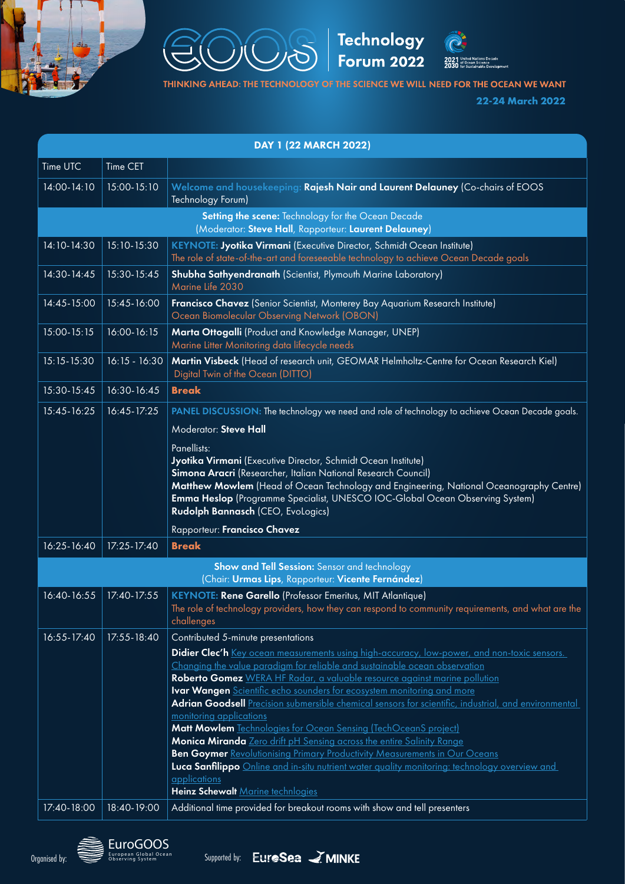# EOOS Technology Forum 2022

2021 2030 United Nations Decade of Ocean Science for Sustainable Development

**THINKING AHEAD: THE TECHNOLOGY OF THE SCIENCE WE WILL NEED FOR THE OCEAN WE WANT**

**22-24 March 2022**

## DAY 1 (22 MARCH 2022)

| Time UTC | Time CET | |
|---|---|---|
| 14:00-14:10 | 15:00-15:10 | Welcome and housekeeping: **Rajesh Nair and Laurent Delauney** (Co-chairs of EOOS Technology Forum) |
| | | **Setting the scene:** Technology for the Ocean Decade (Moderator: **Steve Hall**, Rapporteur: **Laurent Delauney**) |
| 14:10-14:30 | 15:10-15:30 | KEYNOTE: **Jyotika Virmani** (Executive Director, Schmidt Ocean Institute)<br>The role of state-of-the-art and foreseeable technology to achieve Ocean Decade goals |
| 14:30-14:45 | 15:30-15:45 | **Shubha Sathyendranath** (Scientist, Plymouth Marine Laboratory)<br>Marine Life 2030 |
| 14:45-15:00 | 15:45-16:00 | **Francisco Chavez** (Senior Scientist, Monterey Bay Aquarium Research Institute)<br>Ocean Biomolecular Observing Network (OBON) |
| 15:00-15:15 | 16:00-16:15 | **Marta Ottogalli** (Product and Knowledge Manager, UNEP)<br>Marine Litter Monitoring data lifecycle needs |
| 15:15-15:30 | 16:15 - 16:30 | **Martin Visbeck** (Head of research unit, GEOMAR Helmholtz-Centre for Ocean Research Kiel)<br>Digital Twin of the Ocean (DITTO) |
| 15:30-15:45 | 16:30-16:45 | **Break** |
| 15:45-16:25 | 16:45-17:25 | PANEL DISCUSSION: The technology we need and role of technology to achieve Ocean Decade goals.<br>Moderator: **Steve Hall**<br>Panellists:<br>**Jyotika Virmani** (Executive Director, Schmidt Ocean Institute)<br>**Simona Aracri** (Researcher, Italian National Research Council)<br>**Matthew Mowlem** (Head of Ocean Technology and Engineering, National Oceanography Centre)<br>**Emma Heslop** (Programme Specialist, UNESCO IOC-Global Ocean Observing System)<br>**Rudolph Bannasch** (CEO, EvoLogics)<br>Rapporteur: **Francisco Chavez** |
| 16:25-16:40 | 17:25-17:40 | **Break** |
| | | **Show and Tell Session:** Sensor and technology (Chair: **Urmas Lips**, Rapporteur: **Vicente Fernández**) |
| 16:40-16:55 | 17:40-17:55 | KEYNOTE: **Rene Garello** (Professor Emeritus, MIT Atlantique)<br>The role of technology providers, how they can respond to community requirements, and what are the challenges |
| 16:55-17:40 | 17:55-18:40 | Contributed 5-minute presentations<br>**Didier Clec'h** Key ocean measurements using high-accuracy, low-power, and non-toxic sensors. Changing the value paradigm for reliable and sustainable ocean observation<br>**Roberto Gomez** WERA HF Radar, a valuable resource against marine pollution<br>**Ivar Wangen** Scientific echo sounders for ecosystem monitoring and more<br>**Adrian Goodsell** Precision submersible chemical sensors for scientific, industrial, and environmental monitoring applications<br>**Matt Mowlem** Technologies for Ocean Sensing (TechOceanS project)<br>**Monica Miranda** Zero drift pH Sensing across the entire Salinity Range<br>**Ben Goymer** Revolutionising Primary Productivity Measurements in Our Oceans<br>**Luca Sanfilippo** Online and in-situ nutrient water quality monitoring: technology overview and applications<br>**Heinz Schewalt** Marine technlogies |
| 17:40-18:00 | 18:40-19:00 | Additional time provided for breakout rooms with show and tell presenters |

Organised by: EuroGOOS European Global Ocean Observing System

Supported by: EuroSea MINKE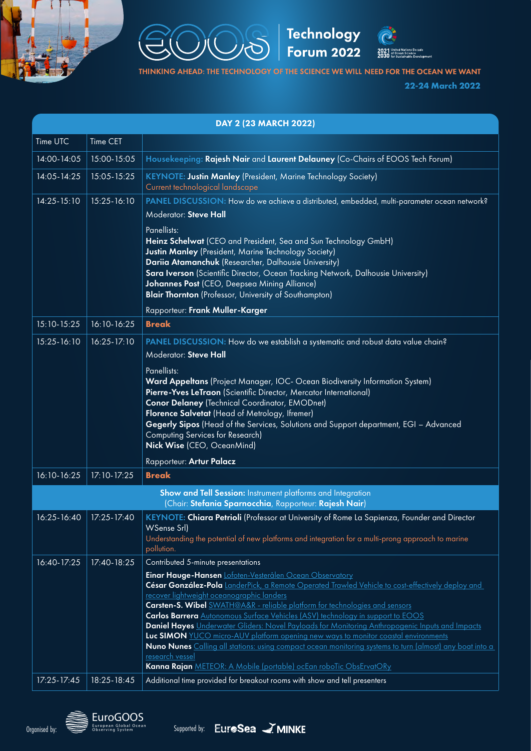# EOOS Technology Forum 2022

THINKING AHEAD: THE TECHNOLOGY OF THE SCIENCE WE WILL NEED FOR THE OCEAN WE WANT

**22-24 March 2022**

## DAY 2 (23 MARCH 2022)

| Time UTC | Time CET | |
|---|---|---|
| 14:00-14:05 | 15:00-15:05 | Housekeeping: **Rajesh Nair** and **Laurent Delauney** (Co-Chairs of EOOS Tech Forum) |
| 14:05-14:25 | 15:05-15:25 | KEYNOTE: **Justin Manley** (President, Marine Technology Society)<br>Current technological landscape |
| 14:25-15:10 | 15:25-16:10 | PANEL DISCUSSION: How do we achieve a distributed, embedded, multi-parameter ocean network?<br>Moderator: **Steve Hall**<br>Panellists:<br>**Heinz Schelwat** (CEO and President, Sea and Sun Technology GmbH)<br>**Justin Manley** (President, Marine Technology Society)<br>**Dariia Atamanchuk** (Researcher, Dalhousie University)<br>**Sara Iverson** (Scientific Director, Ocean Tracking Network, Dalhousie University)<br>**Johannes Post** (CEO, Deepsea Mining Alliance)<br>**Blair Thornton** (Professor, University of Southampton)<br>Rapporteur: **Frank Muller-Karger** |
| 15:10-15:25 | 16:10-16:25 | **Break** |
| 15:25-16:10 | 16:25-17:10 | PANEL DISCUSSION: How do we establish a systematic and robust data value chain?<br>Moderator: **Steve Hall**<br>Panellists:<br>**Ward Appeltans** (Project Manager, IOC- Ocean Biodiversity Information System)<br>**Pierre-Yves LeTraon** (Scientific Director, Mercator International)<br>**Conor Delaney** (Technical Coordinator, EMODnet)<br>**Florence Salvetat** (Head of Metrology, Ifremer)<br>**Gegerly Sipos** (Head of the Services, Solutions and Support department, EGI – Advanced Computing Services for Research)<br>**Nick Wise** (CEO, OceanMind)<br>Rapporteur: **Artur Palacz** |
| 16:10-16:25 | 17:10-17:25 | **Break** |
| | | **Show and Tell Session:** Instrument platforms and Integration (Chair: **Stefania Sparnocchia**, Rapporteur: **Rajesh Nair**) |
| 16:25-16:40 | 17:25-17:40 | KEYNOTE: **Chiara Petrioli** (Professor at University of Rome La Sapienza, Founder and Director WSense Srl)<br>Understanding the potential of new platforms and integration for a multi-prong approach to marine pollution. |
| 16:40-17:25 | 17:40-18:25 | Contributed 5-minute presentations<br>**Einar Hauge-Hansen** Lofoten-Vesterålen Ocean Observatory<br>**César González-Pola** LanderPick, a Remote Operated Trawled Vehicle to cost-effectively deploy and recover lightweight oceanographic landers<br>**Carsten-S. Wibel** SWATH@A&R - reliable platform for technologies and sensors<br>**Carlos Barrera** Autonomous Surface Vehicles (ASV) technology in support to EOOS<br>**Daniel Hayes** Underwater Gliders: Novel Payloads for Monitoring Anthropogenic Inputs and Impacts<br>**Luc SIMON** YUCO micro-AUV platform opening new ways to monitor coastal environments<br>**Nuno Nunes** Calling all stations: using compact ocean monitoring systems to turn (almost) any boat into a research vessel<br>**Kanna Rajan** METEOR: A Mobile (portable) ocEan roboTic ObsErvatORy |
| 17:25-17:45 | 18:25-18:45 | Additional time provided for breakout rooms with show and tell presenters |

Organised by: EuroGOOS European Global Ocean Observing System

Supported by: EuroSea MINKE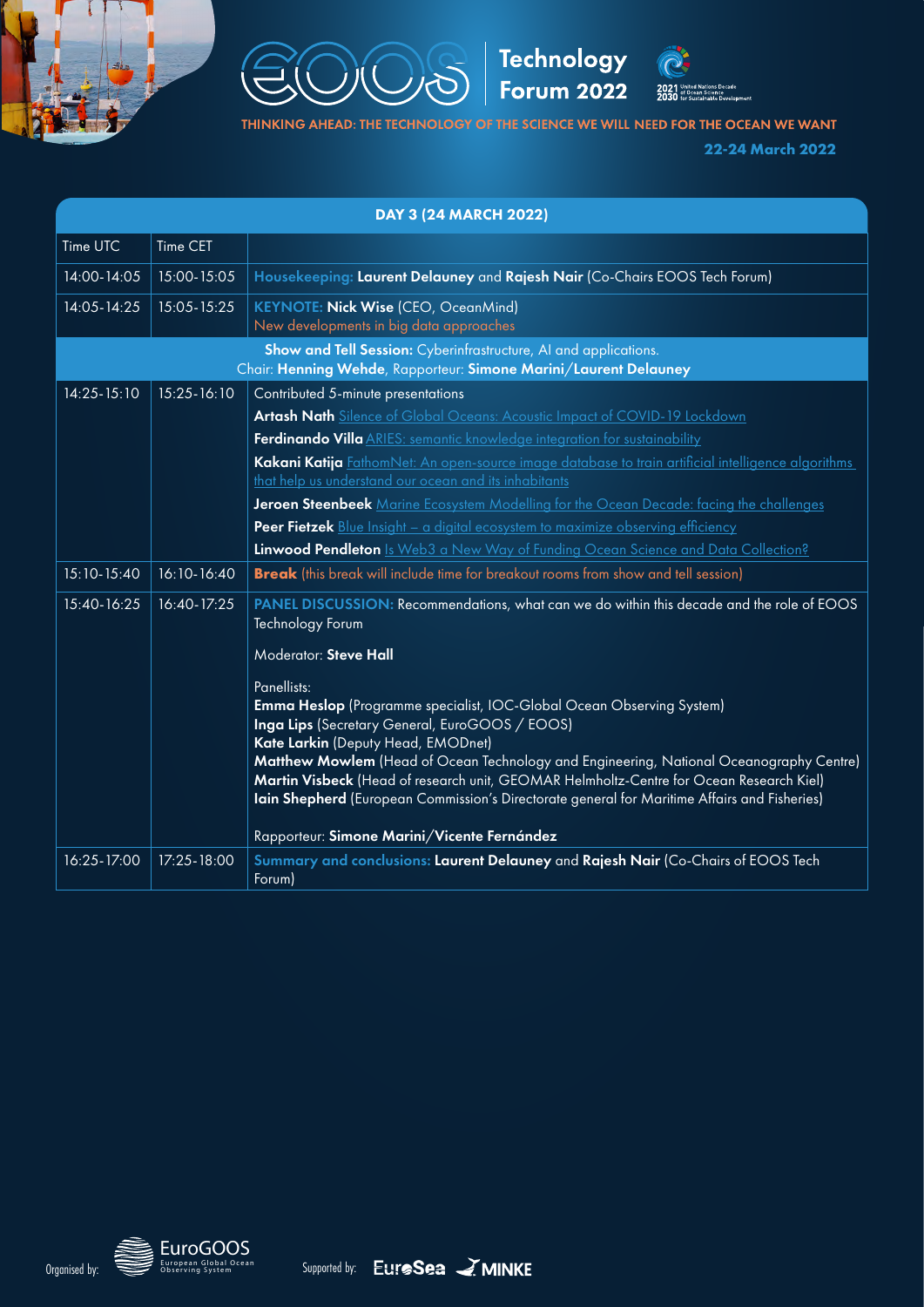# EOOS Technology Forum 2022

THINKING AHEAD: THE TECHNOLOGY OF THE SCIENCE WE WILL NEED FOR THE OCEAN WE WANT

**22-24 March 2022**

## DAY 3 (24 MARCH 2022)

| Time UTC | Time CET | |
|---|---|---|
| 14:00-14:05 | 15:00-15:05 | Housekeeping: **Laurent Delauney** and **Rajesh Nair** (Co-Chairs EOOS Tech Forum) |
| 14:05-14:25 | 15:05-15:25 | KEYNOTE: **Nick Wise** (CEO, OceanMind)<br>New developments in big data approaches |
| | | **Show and Tell Session:** Cyberinfrastructure, AI and applications.<br>Chair: **Henning Wehde**, Rapporteur: **Simone Marini/Laurent Delauney** |
| 14:25-15:10 | 15:25-16:10 | Contributed 5-minute presentations<br>**Artash Nath** Silence of Global Oceans: Acoustic Impact of COVID-19 Lockdown<br>**Ferdinando Villa** ARIES: semantic knowledge integration for sustainability<br>**Kakani Katija** FathomNet: An open-source image database to train artificial intelligence algorithms that help us understand our ocean and its inhabitants<br>**Jeroen Steenbeek** Marine Ecosystem Modelling for the Ocean Decade: facing the challenges<br>**Peer Fietzek** Blue Insight – a digital ecosystem to maximize observing efficiency<br>**Linwood Pendleton** Is Web3 a New Way of Funding Ocean Science and Data Collection? |
| 15:10-15:40 | 16:10-16:40 | **Break** (this break will include time for breakout rooms from show and tell session) |
| 15:40-16:25 | 16:40-17:25 | PANEL DISCUSSION: Recommendations, what can we do within this decade and the role of EOOS Technology Forum<br><br>Moderator: **Steve Hall**<br><br>Panellists:<br>**Emma Heslop** (Programme specialist, IOC-Global Ocean Observing System)<br>**Inga Lips** (Secretary General, EuroGOOS / EOOS)<br>**Kate Larkin** (Deputy Head, EMODnet)<br>**Matthew Mowlem** (Head of Ocean Technology and Engineering, National Oceanography Centre)<br>**Martin Visbeck** (Head of research unit, GEOMAR Helmholtz-Centre for Ocean Research Kiel)<br>**Iain Shepherd** (European Commission's Directorate general for Maritime Affairs and Fisheries)<br><br>Rapporteur: **Simone Marini/Vicente Fernández** |
| 16:25-17:00 | 17:25-18:00 | Summary and conclusions: **Laurent Delauney** and **Rajesh Nair** (Co-Chairs of EOOS Tech Forum) |

Organised by: EuroGOOS European Global Ocean Observing System

Supported by: EuroSea MINKE